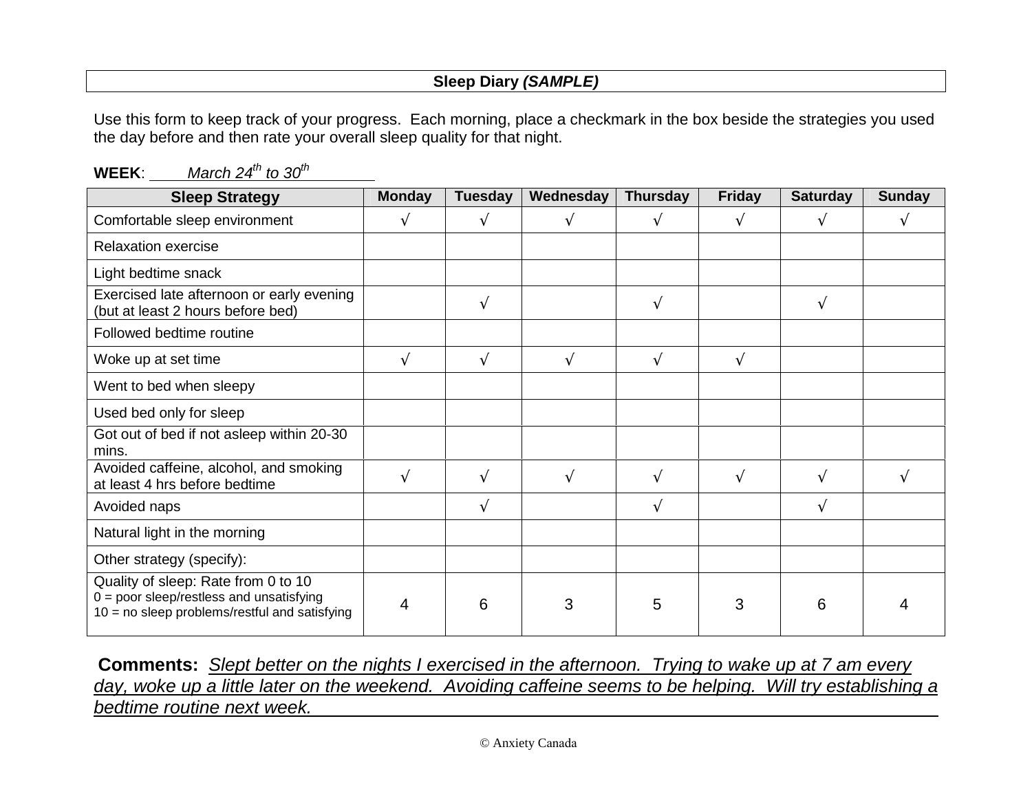# Sleep Diary *(SAMPLE)*

Use this form to keep track of your progress. Each morning, place a checkmark in the box beside the strategies you used the day before and then rate your overall sleep quality for that night.

**WEEK**: *March 24th to 30th*

| Sleep Strategy | Monday | Tuesday | Wednesday | Thursday | Friday | Saturday | Sunday |
|---|---|---|---|---|---|---|---|
| Comfortable sleep environment | √ | √ | √ | √ | √ | √ | √ |
| Relaxation exercise | | | | | | | |
| Light bedtime snack | | | | | | | |
| Exercised late afternoon or early evening (but at least 2 hours before bed) | | √ | | √ | | √ | |
| Followed bedtime routine | | | | | | | |
| Woke up at set time | √ | √ | √ | √ | √ | | |
| Went to bed when sleepy | | | | | | | |
| Used bed only for sleep | | | | | | | |
| Got out of bed if not asleep within 20-30 mins. | | | | | | | |
| Avoided caffeine, alcohol, and smoking at least 4 hrs before bedtime | √ | √ | √ | √ | √ | √ | √ |
| Avoided naps | | √ | | √ | | √ | |
| Natural light in the morning | | | | | | | |
| Other strategy (specify): | | | | | | | |
| Quality of sleep: Rate from 0 to 10<br>0 = poor sleep/restless and unsatisfying<br>10 = no sleep problems/restful and satisfying | 4 | 6 | 3 | 5 | 3 | 6 | 4 |

**Comments:** *Slept better on the nights I exercised in the afternoon. Trying to wake up at 7 am every day, woke up a little later on the weekend. Avoiding caffeine seems to be helping. Will try establishing a bedtime routine next week.*

© Anxiety Canada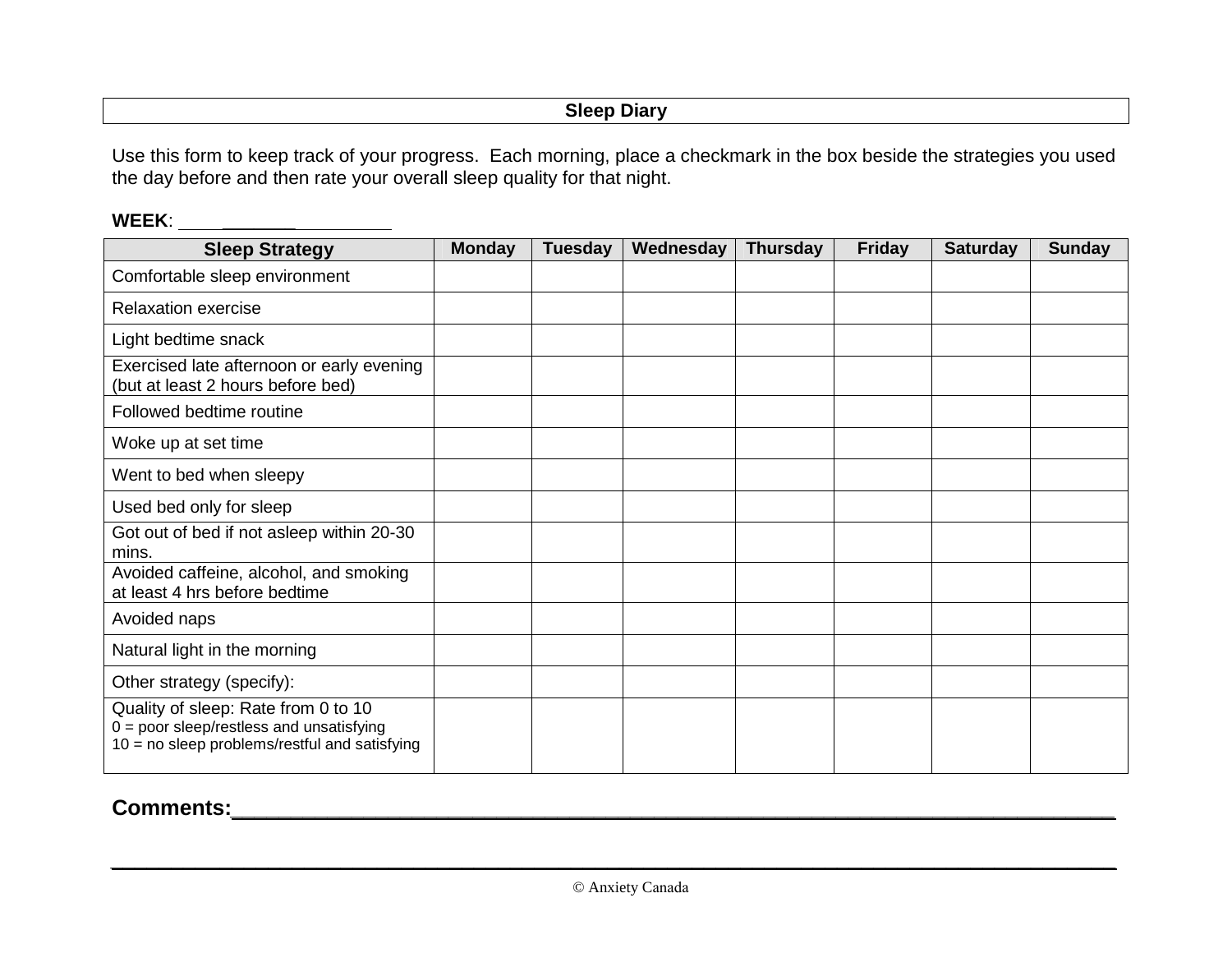## Sleep Diary

Use this form to keep track of your progress. Each morning, place a checkmark in the box beside the strategies you used the day before and then rate your overall sleep quality for that night.

**WEEK**: ____________________

| Sleep Strategy | Monday | Tuesday | Wednesday | Thursday | Friday | Saturday | Sunday |
|---|---|---|---|---|---|---|---|
| Comfortable sleep environment | | | | | | | |
| Relaxation exercise | | | | | | | |
| Light bedtime snack | | | | | | | |
| Exercised late afternoon or early evening (but at least 2 hours before bed) | | | | | | | |
| Followed bedtime routine | | | | | | | |
| Woke up at set time | | | | | | | |
| Went to bed when sleepy | | | | | | | |
| Used bed only for sleep | | | | | | | |
| Got out of bed if not asleep within 20-30 mins. | | | | | | | |
| Avoided caffeine, alcohol, and smoking at least 4 hrs before bedtime | | | | | | | |
| Avoided naps | | | | | | | |
| Natural light in the morning | | | | | | | |
| Other strategy (specify): | | | | | | | |
| Quality of sleep: Rate from 0 to 10<br>0 = poor sleep/restless and unsatisfying<br>10 = no sleep problems/restful and satisfying | | | | | | | |

**Comments:**__________________________________________________________________________

______________________________________________________________________________________

© Anxiety Canada